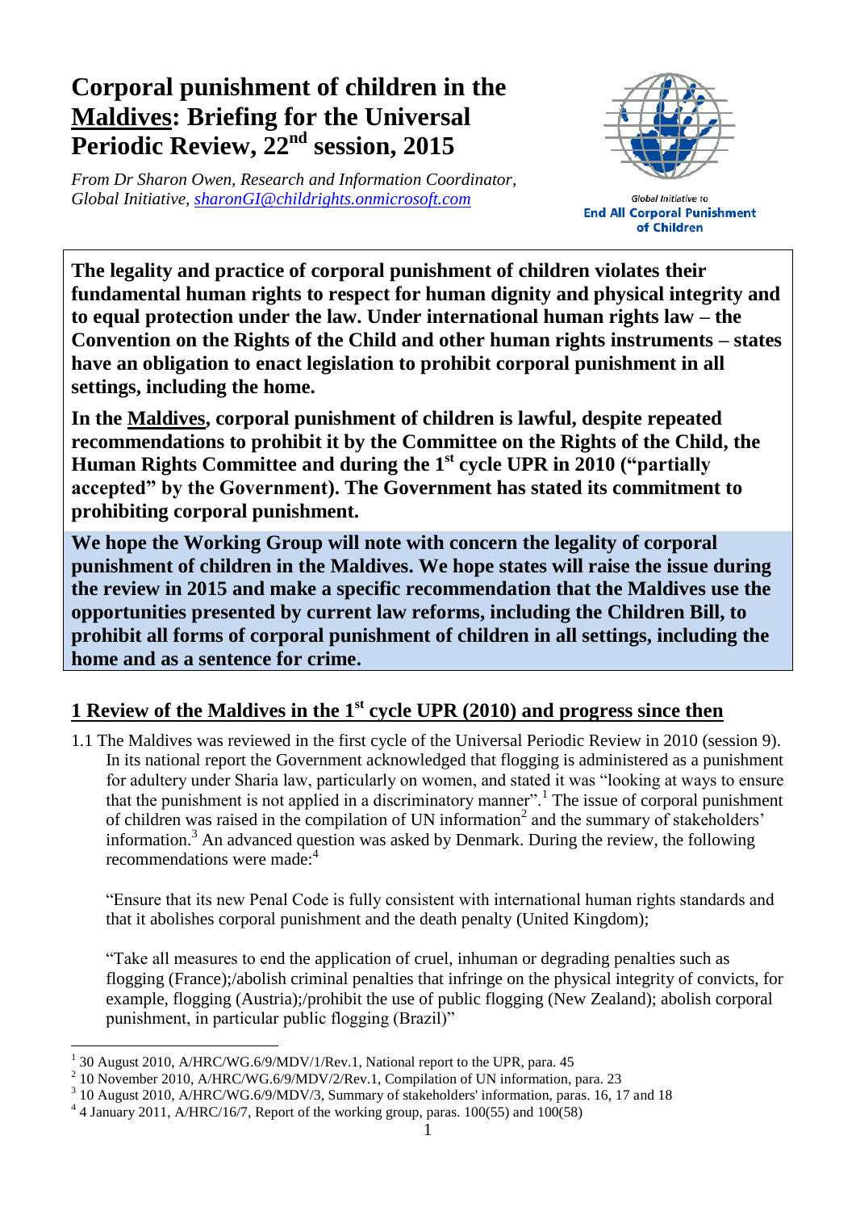# Corporal punishment of children in the Maldives: Briefing for the Universal Periodic Review, 22nd session, 2015

*From Dr Sharon Owen, Research and Information Coordinator, Global Initiative, sharonGI@childrights.onmicrosoft.com*

Global Initiative to
**End All Corporal Punishment of Children**

**The legality and practice of corporal punishment of children violates their fundamental human rights to respect for human dignity and physical integrity and to equal protection under the law. Under international human rights law – the Convention on the Rights of the Child and other human rights instruments – states have an obligation to enact legislation to prohibit corporal punishment in all settings, including the home.**

**In the Maldives, corporal punishment of children is lawful, despite repeated recommendations to prohibit it by the Committee on the Rights of the Child, the Human Rights Committee and during the 1st cycle UPR in 2010 ("partially accepted" by the Government). The Government has stated its commitment to prohibiting corporal punishment.**

**We hope the Working Group will note with concern the legality of corporal punishment of children in the Maldives. We hope states will raise the issue during the review in 2015 and make a specific recommendation that the Maldives use the opportunities presented by current law reforms, including the Children Bill, to prohibit all forms of corporal punishment of children in all settings, including the home and as a sentence for crime.**

## 1 Review of the Maldives in the 1st cycle UPR (2010) and progress since then

1.1 The Maldives was reviewed in the first cycle of the Universal Periodic Review in 2010 (session 9). In its national report the Government acknowledged that flogging is administered as a punishment for adultery under Sharia law, particularly on women, and stated it was "looking at ways to ensure that the punishment is not applied in a discriminatory manner".[1] The issue of corporal punishment of children was raised in the compilation of UN information[2] and the summary of stakeholders' information.[3] An advanced question was asked by Denmark. During the review, the following recommendations were made:[4]

"Ensure that its new Penal Code is fully consistent with international human rights standards and that it abolishes corporal punishment and the death penalty (United Kingdom);

"Take all measures to end the application of cruel, inhuman or degrading penalties such as flogging (France);/abolish criminal penalties that infringe on the physical integrity of convicts, for example, flogging (Austria);/prohibit the use of public flogging (New Zealand); abolish corporal punishment, in particular public flogging (Brazil)"

---

[1] 30 August 2010, A/HRC/WG.6/9/MDV/1/Rev.1, National report to the UPR, para. 45

[2] 10 November 2010, A/HRC/WG.6/9/MDV/2/Rev.1, Compilation of UN information, para. 23

[3] 10 August 2010, A/HRC/WG.6/9/MDV/3, Summary of stakeholders' information, paras. 16, 17 and 18

[4] 4 January 2011, A/HRC/16/7, Report of the working group, paras. 100(55) and 100(58)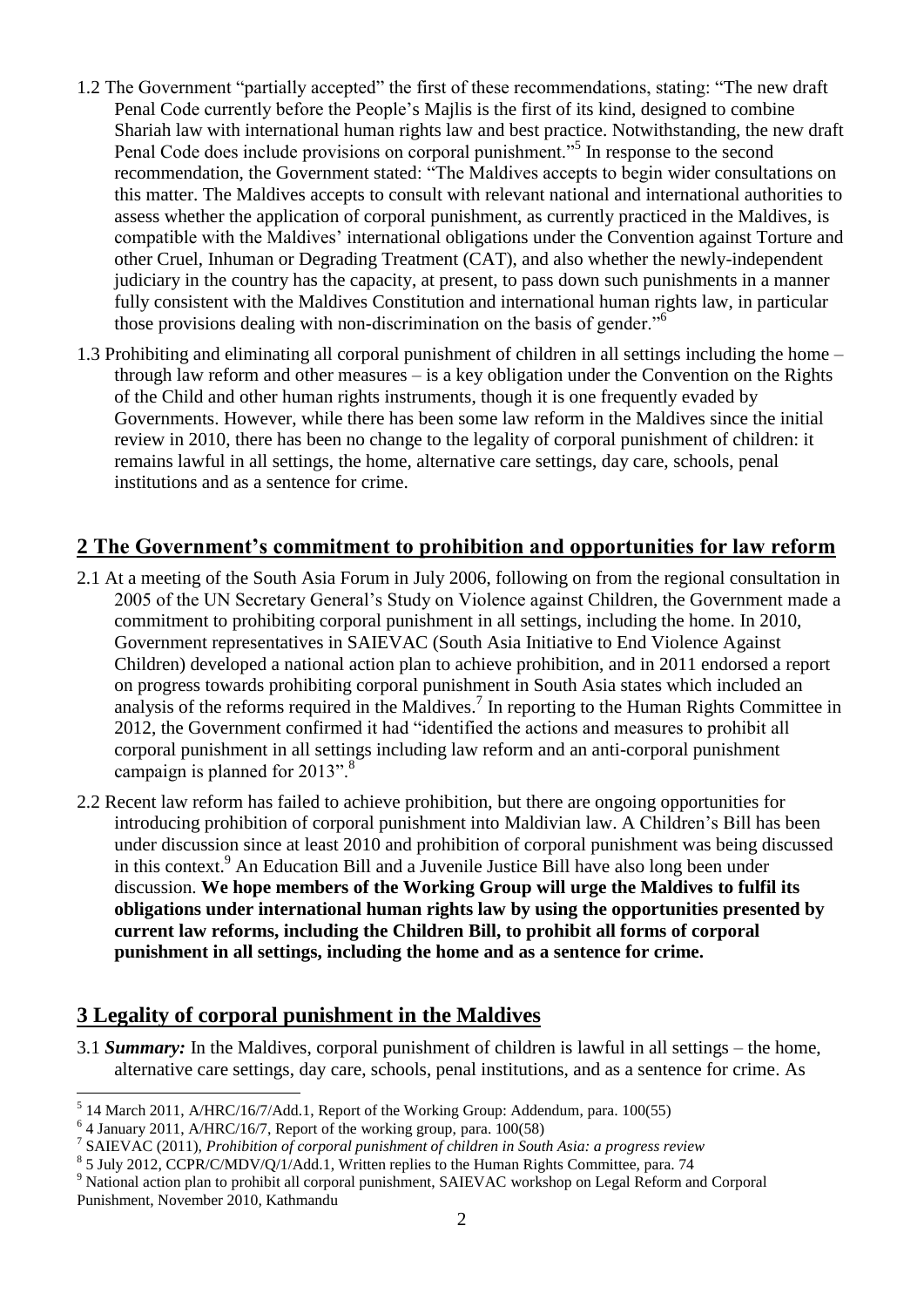1.2 The Government "partially accepted" the first of these recommendations, stating: "The new draft Penal Code currently before the People's Majlis is the first of its kind, designed to combine Shariah law with international human rights law and best practice. Notwithstanding, the new draft Penal Code does include provisions on corporal punishment."[5] In response to the second recommendation, the Government stated: "The Maldives accepts to begin wider consultations on this matter. The Maldives accepts to consult with relevant national and international authorities to assess whether the application of corporal punishment, as currently practiced in the Maldives, is compatible with the Maldives' international obligations under the Convention against Torture and other Cruel, Inhuman or Degrading Treatment (CAT), and also whether the newly-independent judiciary in the country has the capacity, at present, to pass down such punishments in a manner fully consistent with the Maldives Constitution and international human rights law, in particular those provisions dealing with non-discrimination on the basis of gender."[6]

1.3 Prohibiting and eliminating all corporal punishment of children in all settings including the home – through law reform and other measures – is a key obligation under the Convention on the Rights of the Child and other human rights instruments, though it is one frequently evaded by Governments. However, while there has been some law reform in the Maldives since the initial review in 2010, there has been no change to the legality of corporal punishment of children: it remains lawful in all settings, the home, alternative care settings, day care, schools, penal institutions and as a sentence for crime.

## 2 The Government's commitment to prohibition and opportunities for law reform

2.1 At a meeting of the South Asia Forum in July 2006, following on from the regional consultation in 2005 of the UN Secretary General's Study on Violence against Children, the Government made a commitment to prohibiting corporal punishment in all settings, including the home. In 2010, Government representatives in SAIEVAC (South Asia Initiative to End Violence Against Children) developed a national action plan to achieve prohibition, and in 2011 endorsed a report on progress towards prohibiting corporal punishment in South Asia states which included an analysis of the reforms required in the Maldives.[7] In reporting to the Human Rights Committee in 2012, the Government confirmed it had "identified the actions and measures to prohibit all corporal punishment in all settings including law reform and an anti-corporal punishment campaign is planned for 2013".[8]

2.2 Recent law reform has failed to achieve prohibition, but there are ongoing opportunities for introducing prohibition of corporal punishment into Maldivian law. A Children's Bill has been under discussion since at least 2010 and prohibition of corporal punishment was being discussed in this context.[9] An Education Bill and a Juvenile Justice Bill have also long been under discussion. **We hope members of the Working Group will urge the Maldives to fulfil its obligations under international human rights law by using the opportunities presented by current law reforms, including the Children Bill, to prohibit all forms of corporal punishment in all settings, including the home and as a sentence for crime.**

## 3 Legality of corporal punishment in the Maldives

3.1 ***Summary:*** In the Maldives, corporal punishment of children is lawful in all settings – the home, alternative care settings, day care, schools, penal institutions, and as a sentence for crime. As

---

[5] 14 March 2011, A/HRC/16/7/Add.1, Report of the Working Group: Addendum, para. 100(55)

[6] 4 January 2011, A/HRC/16/7, Report of the working group, para. 100(58)

[7] SAIEVAC (2011), *Prohibition of corporal punishment of children in South Asia: a progress review*

[8] 5 July 2012, CCPR/C/MDV/Q/1/Add.1, Written replies to the Human Rights Committee, para. 74

[9] National action plan to prohibit all corporal punishment, SAIEVAC workshop on Legal Reform and Corporal Punishment, November 2010, Kathmandu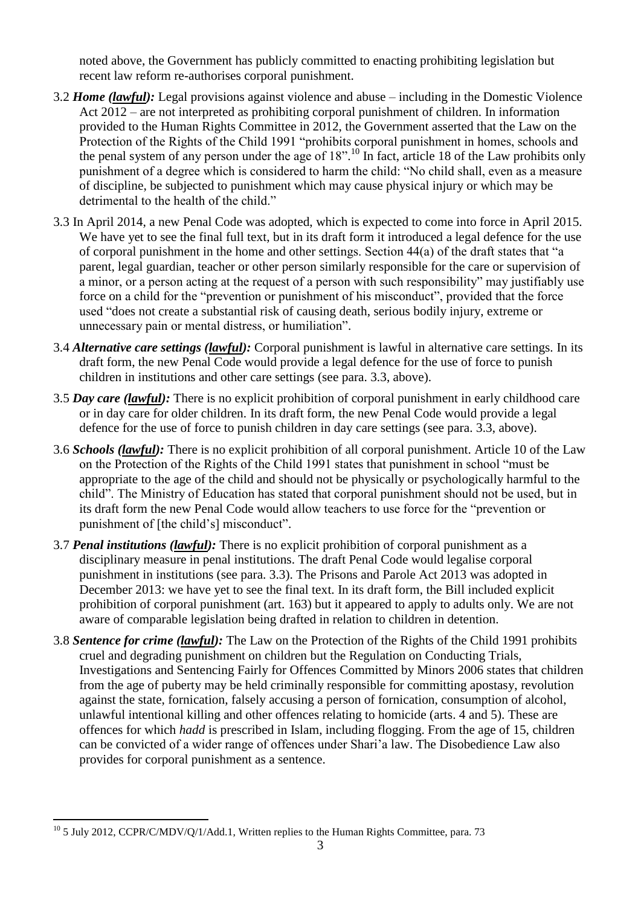noted above, the Government has publicly committed to enacting prohibiting legislation but recent law reform re-authorises corporal punishment.

3.2 ***Home (lawful):*** Legal provisions against violence and abuse – including in the Domestic Violence Act 2012 – are not interpreted as prohibiting corporal punishment of children. In information provided to the Human Rights Committee in 2012, the Government asserted that the Law on the Protection of the Rights of the Child 1991 "prohibits corporal punishment in homes, schools and the penal system of any person under the age of 18".[10] In fact, article 18 of the Law prohibits only punishment of a degree which is considered to harm the child: "No child shall, even as a measure of discipline, be subjected to punishment which may cause physical injury or which may be detrimental to the health of the child."

3.3 In April 2014, a new Penal Code was adopted, which is expected to come into force in April 2015. We have yet to see the final full text, but in its draft form it introduced a legal defence for the use of corporal punishment in the home and other settings. Section 44(a) of the draft states that "a parent, legal guardian, teacher or other person similarly responsible for the care or supervision of a minor, or a person acting at the request of a person with such responsibility" may justifiably use force on a child for the "prevention or punishment of his misconduct", provided that the force used "does not create a substantial risk of causing death, serious bodily injury, extreme or unnecessary pain or mental distress, or humiliation".

3.4 ***Alternative care settings (lawful):*** Corporal punishment is lawful in alternative care settings. In its draft form, the new Penal Code would provide a legal defence for the use of force to punish children in institutions and other care settings (see para. 3.3, above).

3.5 ***Day care (lawful):*** There is no explicit prohibition of corporal punishment in early childhood care or in day care for older children. In its draft form, the new Penal Code would provide a legal defence for the use of force to punish children in day care settings (see para. 3.3, above).

3.6 ***Schools (lawful):*** There is no explicit prohibition of all corporal punishment. Article 10 of the Law on the Protection of the Rights of the Child 1991 states that punishment in school "must be appropriate to the age of the child and should not be physically or psychologically harmful to the child". The Ministry of Education has stated that corporal punishment should not be used, but in its draft form the new Penal Code would allow teachers to use force for the "prevention or punishment of [the child's] misconduct".

3.7 ***Penal institutions (lawful):*** There is no explicit prohibition of corporal punishment as a disciplinary measure in penal institutions. The draft Penal Code would legalise corporal punishment in institutions (see para. 3.3). The Prisons and Parole Act 2013 was adopted in December 2013: we have yet to see the final text. In its draft form, the Bill included explicit prohibition of corporal punishment (art. 163) but it appeared to apply to adults only. We are not aware of comparable legislation being drafted in relation to children in detention.

3.8 ***Sentence for crime (lawful):*** The Law on the Protection of the Rights of the Child 1991 prohibits cruel and degrading punishment on children but the Regulation on Conducting Trials, Investigations and Sentencing Fairly for Offences Committed by Minors 2006 states that children from the age of puberty may be held criminally responsible for committing apostasy, revolution against the state, fornication, falsely accusing a person of fornication, consumption of alcohol, unlawful intentional killing and other offences relating to homicide (arts. 4 and 5). These are offences for which *hadd* is prescribed in Islam, including flogging. From the age of 15, children can be convicted of a wider range of offences under Shari'a law. The Disobedience Law also provides for corporal punishment as a sentence.

---

[10] 5 July 2012, CCPR/C/MDV/Q/1/Add.1, Written replies to the Human Rights Committee, para. 73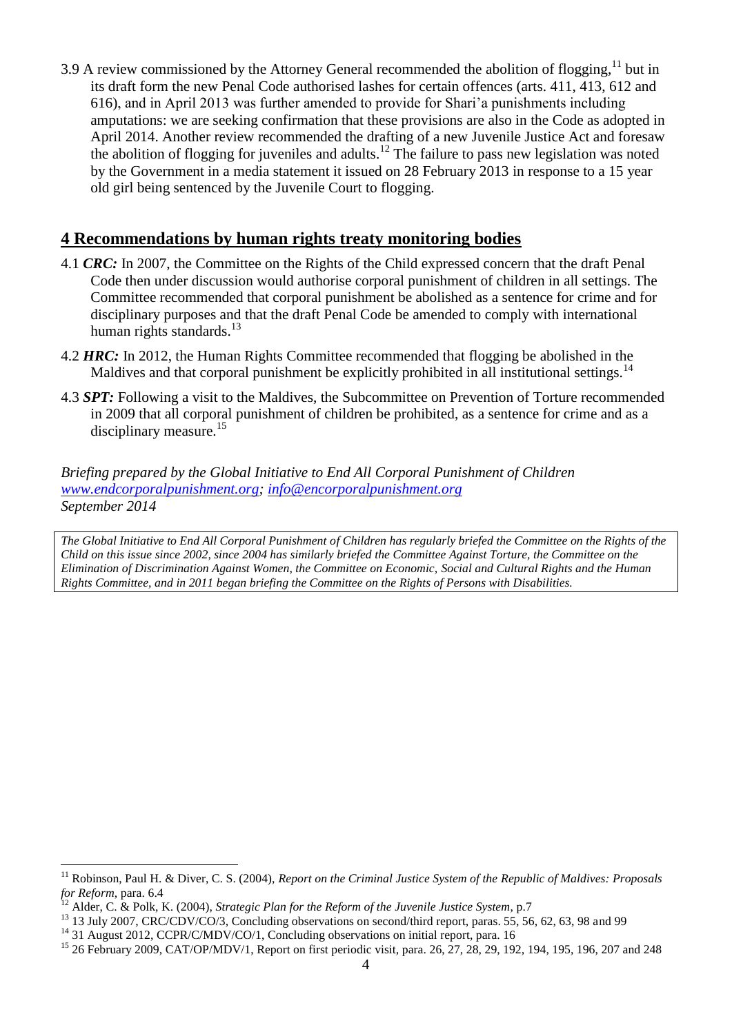3.9 A review commissioned by the Attorney General recommended the abolition of flogging,[11] but in its draft form the new Penal Code authorised lashes for certain offences (arts. 411, 413, 612 and 616), and in April 2013 was further amended to provide for Shari'a punishments including amputations: we are seeking confirmation that these provisions are also in the Code as adopted in April 2014. Another review recommended the drafting of a new Juvenile Justice Act and foresaw the abolition of flogging for juveniles and adults.[12] The failure to pass new legislation was noted by the Government in a media statement it issued on 28 February 2013 in response to a 15 year old girl being sentenced by the Juvenile Court to flogging.

## 4 Recommendations by human rights treaty monitoring bodies

4.1 ***CRC:*** In 2007, the Committee on the Rights of the Child expressed concern that the draft Penal Code then under discussion would authorise corporal punishment of children in all settings. The Committee recommended that corporal punishment be abolished as a sentence for crime and for disciplinary purposes and that the draft Penal Code be amended to comply with international human rights standards.[13]

4.2 ***HRC:*** In 2012, the Human Rights Committee recommended that flogging be abolished in the Maldives and that corporal punishment be explicitly prohibited in all institutional settings.[14]

4.3 ***SPT:*** Following a visit to the Maldives, the Subcommittee on Prevention of Torture recommended in 2009 that all corporal punishment of children be prohibited, as a sentence for crime and as a disciplinary measure.[15]

*Briefing prepared by the Global Initiative to End All Corporal Punishment of Children*
*www.endcorporalpunishment.org; info@encorporalpunishment.org*
*September 2014*

*The Global Initiative to End All Corporal Punishment of Children has regularly briefed the Committee on the Rights of the Child on this issue since 2002, since 2004 has similarly briefed the Committee Against Torture, the Committee on the Elimination of Discrimination Against Women, the Committee on Economic, Social and Cultural Rights and the Human Rights Committee, and in 2011 began briefing the Committee on the Rights of Persons with Disabilities.*

---

[11] Robinson, Paul H. & Diver, C. S. (2004), *Report on the Criminal Justice System of the Republic of Maldives: Proposals for Reform*, para. 6.4

[12] Alder, C. & Polk, K. (2004), *Strategic Plan for the Reform of the Juvenile Justice System*, p.7

[13] 13 July 2007, CRC/CDV/CO/3, Concluding observations on second/third report, paras. 55, 56, 62, 63, 98 and 99

[14] 31 August 2012, CCPR/C/MDV/CO/1, Concluding observations on initial report, para. 16

[15] 26 February 2009, CAT/OP/MDV/1, Report on first periodic visit, para. 26, 27, 28, 29, 192, 194, 195, 196, 207 and 248